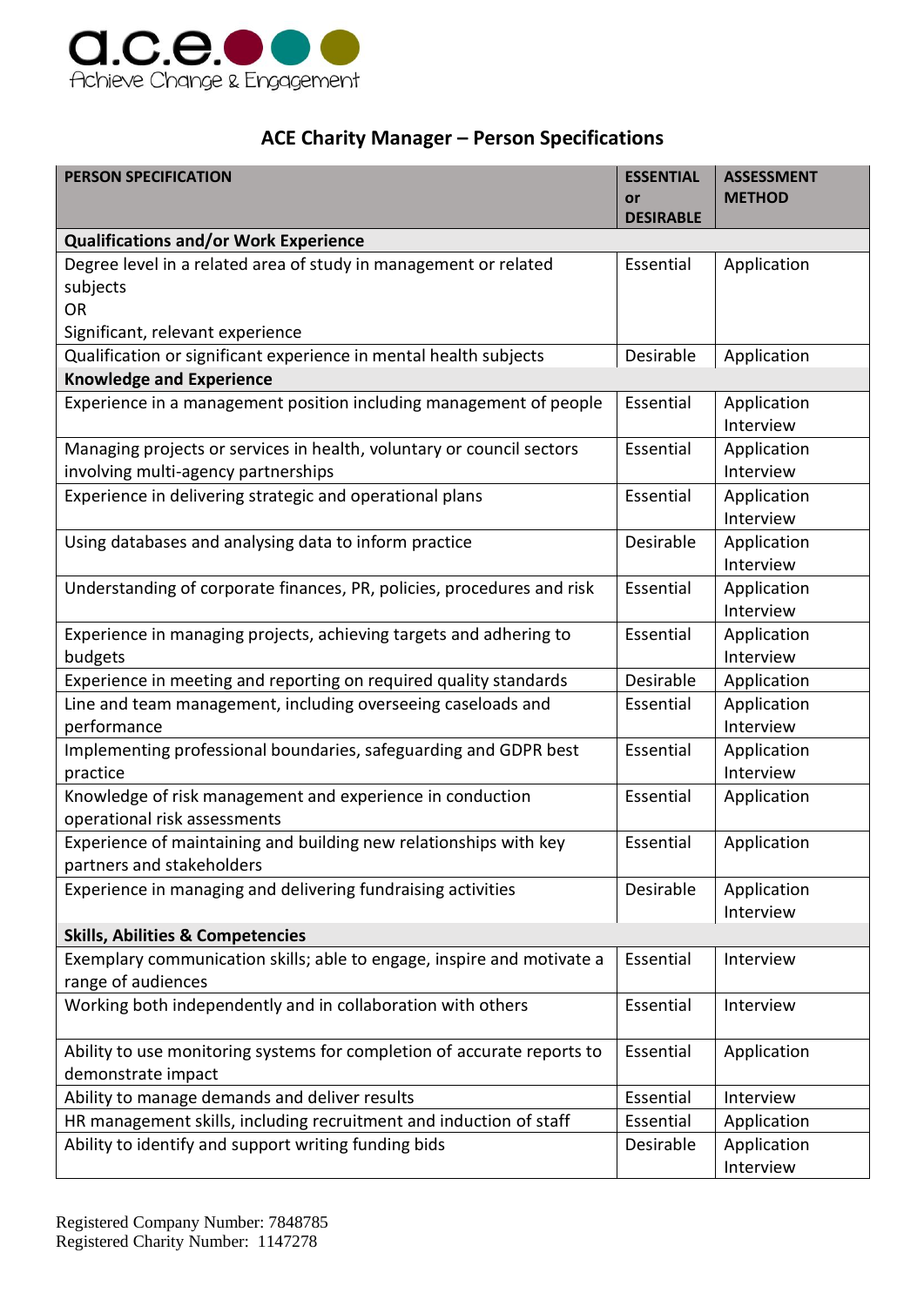a.c.e.
Achieve Change & Engagement

# ACE Charity Manager – Person Specifications

| PERSON SPECIFICATION | ESSENTIAL or DESIRABLE | ASSESSMENT METHOD |
|---|---|---|
| **Qualifications and/or Work Experience** | | |
| Degree level in a related area of study in management or related subjects<br>OR<br>Significant, relevant experience | Essential | Application |
| Qualification or significant experience in mental health subjects | Desirable | Application |
| **Knowledge and Experience** | | |
| Experience in a management position including management of people | Essential | Application<br>Interview |
| Managing projects or services in health, voluntary or council sectors involving multi-agency partnerships | Essential | Application<br>Interview |
| Experience in delivering strategic and operational plans | Essential | Application<br>Interview |
| Using databases and analysing data to inform practice | Desirable | Application<br>Interview |
| Understanding of corporate finances, PR, policies, procedures and risk | Essential | Application<br>Interview |
| Experience in managing projects, achieving targets and adhering to budgets | Essential | Application<br>Interview |
| Experience in meeting and reporting on required quality standards | Desirable | Application |
| Line and team management, including overseeing caseloads and performance | Essential | Application<br>Interview |
| Implementing professional boundaries, safeguarding and GDPR best practice | Essential | Application<br>Interview |
| Knowledge of risk management and experience in conduction operational risk assessments | Essential | Application |
| Experience of maintaining and building new relationships with key partners and stakeholders | Essential | Application |
| Experience in managing and delivering fundraising activities | Desirable | Application<br>Interview |
| **Skills, Abilities & Competencies** | | |
| Exemplary communication skills; able to engage, inspire and motivate a range of audiences | Essential | Interview |
| Working both independently and in collaboration with others | Essential | Interview |
| Ability to use monitoring systems for completion of accurate reports to demonstrate impact | Essential | Application |
| Ability to manage demands and deliver results | Essential | Interview |
| HR management skills, including recruitment and induction of staff | Essential | Application |
| Ability to identify and support writing funding bids | Desirable | Application<br>Interview |

Registered Company Number: 7848785
Registered Charity Number: 1147278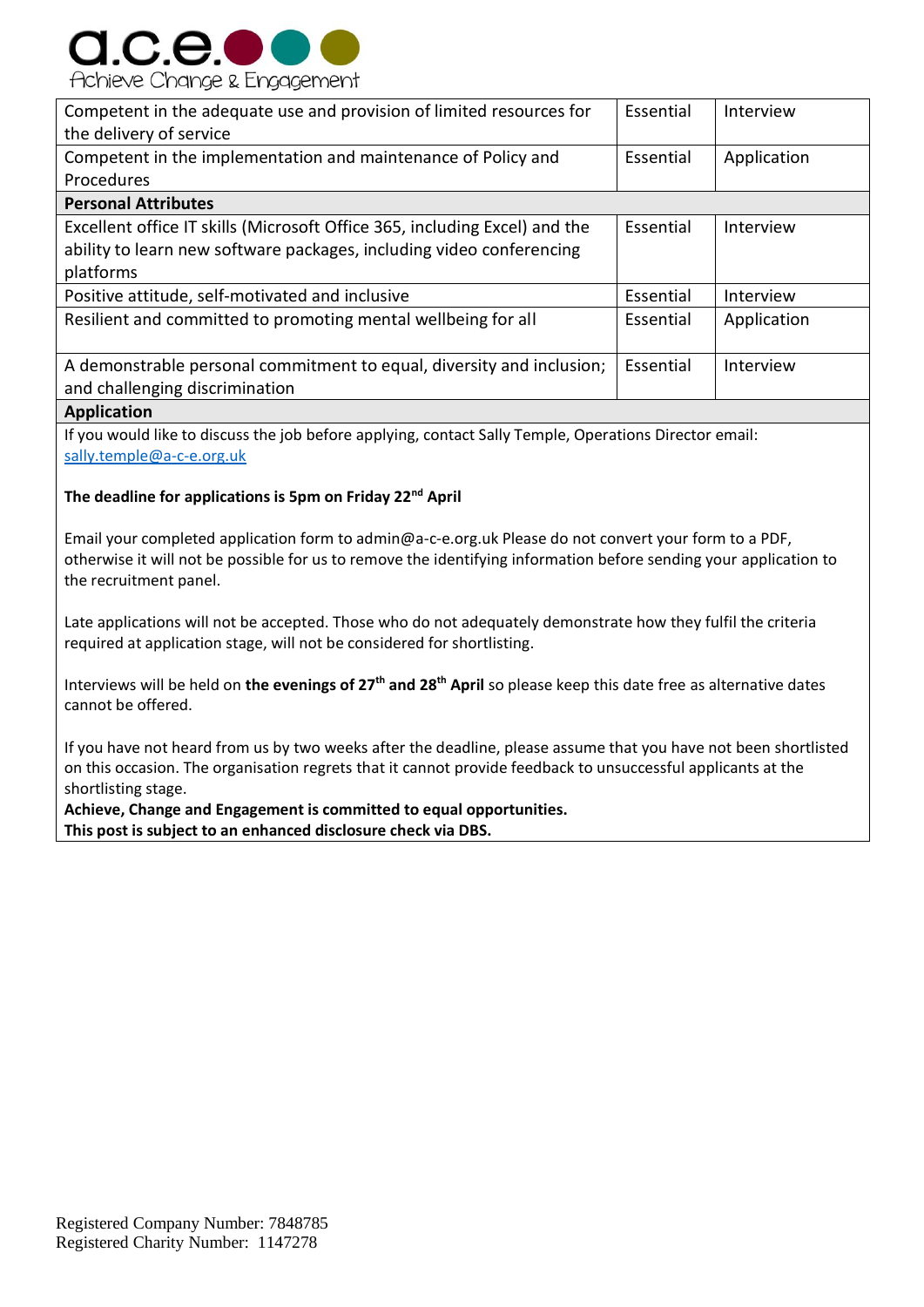| | | |
|---|---|---|
| Competent in the adequate use and provision of limited resources for the delivery of service | Essential | Interview |
| Competent in the implementation and maintenance of Policy and Procedures | Essential | Application |
| **Personal Attributes** | | |
| Excellent office IT skills (Microsoft Office 365, including Excel) and the ability to learn new software packages, including video conferencing platforms | Essential | Interview |
| Positive attitude, self-motivated and inclusive | Essential | Interview |
| Resilient and committed to promoting mental wellbeing for all | Essential | Application |
| A demonstrable personal commitment to equal, diversity and inclusion; and challenging discrimination | Essential | Interview |

**Application**

If you would like to discuss the job before applying, contact Sally Temple, Operations Director email: sally.temple@a-c-e.org.uk

**The deadline for applications is 5pm on Friday 22nd April**

Email your completed application form to admin@a-c-e.org.uk Please do not convert your form to a PDF, otherwise it will not be possible for us to remove the identifying information before sending your application to the recruitment panel.

Late applications will not be accepted. Those who do not adequately demonstrate how they fulfil the criteria required at application stage, will not be considered for shortlisting.

Interviews will be held on **the evenings of 27th and 28th April** so please keep this date free as alternative dates cannot be offered.

If you have not heard from us by two weeks after the deadline, please assume that you have not been shortlisted on this occasion. The organisation regrets that it cannot provide feedback to unsuccessful applicants at the shortlisting stage.

**Achieve, Change and Engagement is committed to equal opportunities.**

**This post is subject to an enhanced disclosure check via DBS.**

Registered Company Number: 7848785
Registered Charity Number: 1147278